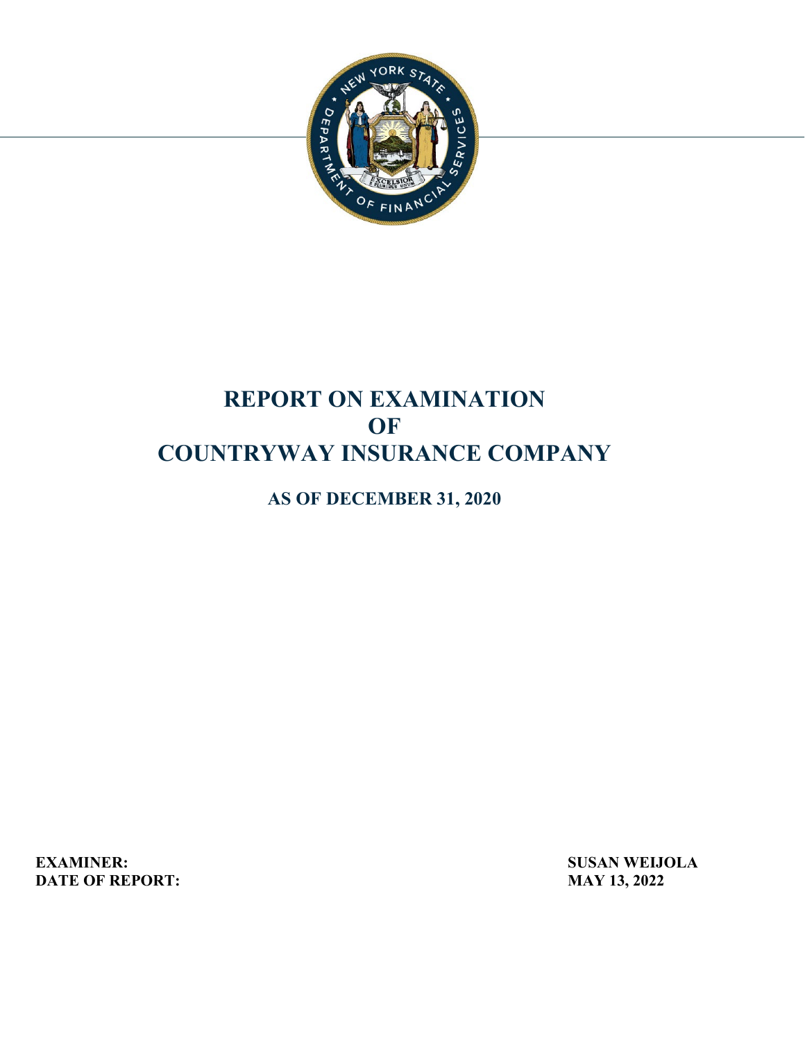# REPORT ON EXAMINATION OF COUNTRYWAY INSURANCE COMPANY

## AS OF DECEMBER 31, 2020

**EXAMINER:** **SUSAN WEIJOLA**

**DATE OF REPORT:** **MAY 13, 2022**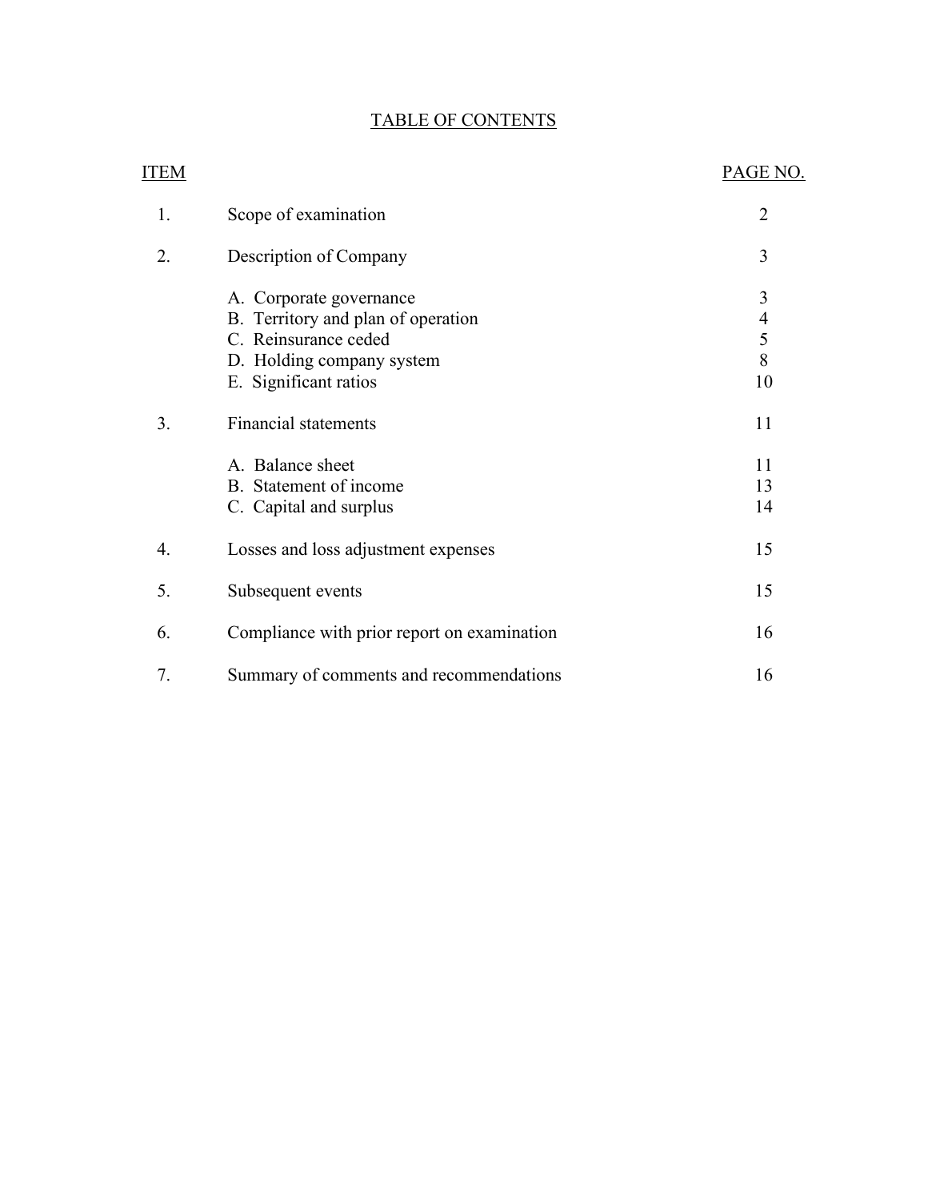# TABLE OF CONTENTS

| ITEM | | PAGE NO. |
|---|---|---|
| 1. | Scope of examination | 2 |
| 2. | Description of Company | 3 |
| | A. Corporate governance | 3 |
| | B. Territory and plan of operation | 4 |
| | C. Reinsurance ceded | 5 |
| | D. Holding company system | 8 |
| | E. Significant ratios | 10 |
| 3. | Financial statements | 11 |
| | A. Balance sheet | 11 |
| | B. Statement of income | 13 |
| | C. Capital and surplus | 14 |
| 4. | Losses and loss adjustment expenses | 15 |
| 5. | Subsequent events | 15 |
| 6. | Compliance with prior report on examination | 16 |
| 7. | Summary of comments and recommendations | 16 |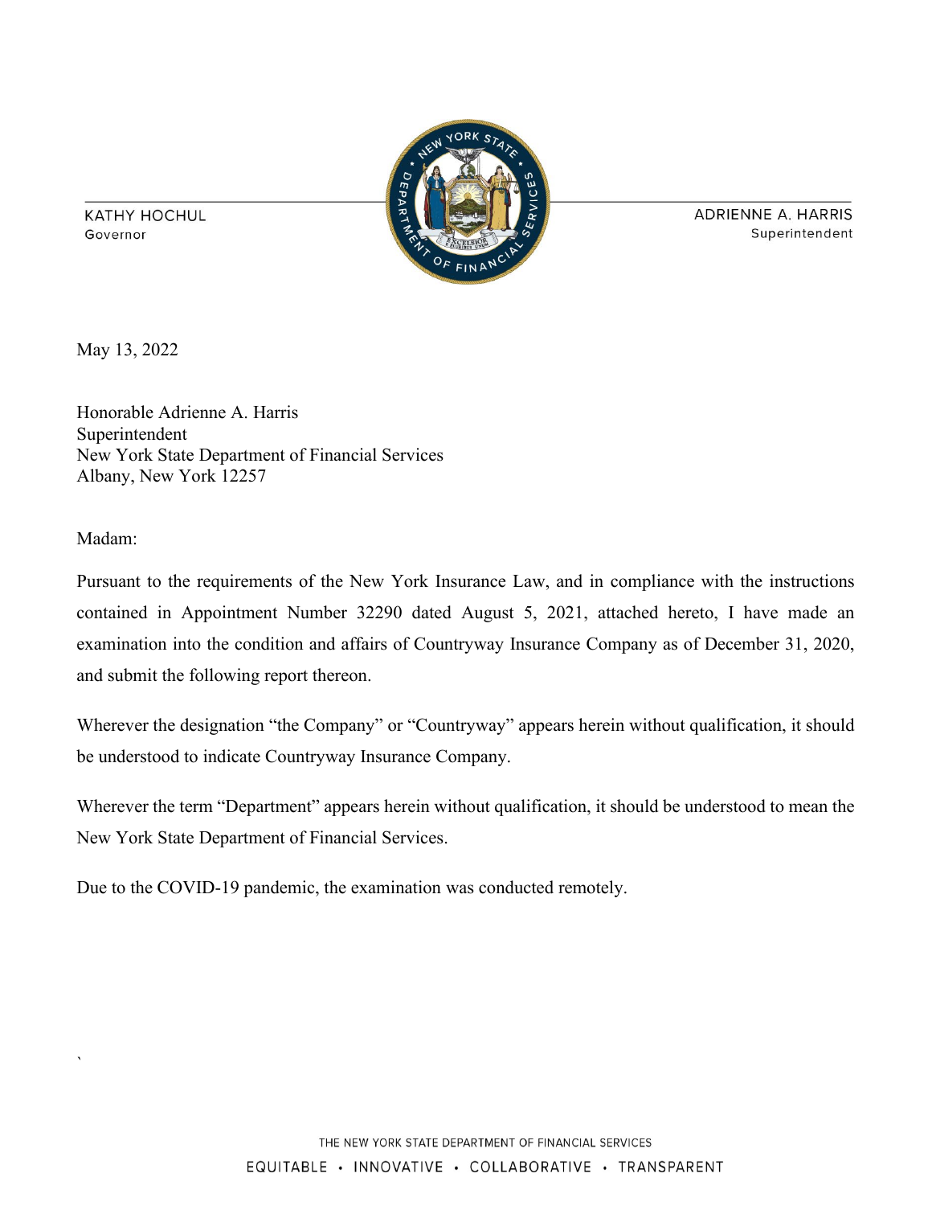KATHY HOCHUL
Governor

ADRIENNE A. HARRIS
Superintendent

May 13, 2022

Honorable Adrienne A. Harris
Superintendent
New York State Department of Financial Services
Albany, New York 12257

Madam:

Pursuant to the requirements of the New York Insurance Law, and in compliance with the instructions contained in Appointment Number 32290 dated August 5, 2021, attached hereto, I have made an examination into the condition and affairs of Countryway Insurance Company as of December 31, 2020, and submit the following report thereon.

Wherever the designation "the Company" or "Countryway" appears herein without qualification, it should be understood to indicate Countryway Insurance Company.

Wherever the term "Department" appears herein without qualification, it should be understood to mean the New York State Department of Financial Services.

Due to the COVID-19 pandemic, the examination was conducted remotely.

THE NEW YORK STATE DEPARTMENT OF FINANCIAL SERVICES

EQUITABLE • INNOVATIVE • COLLABORATIVE • TRANSPARENT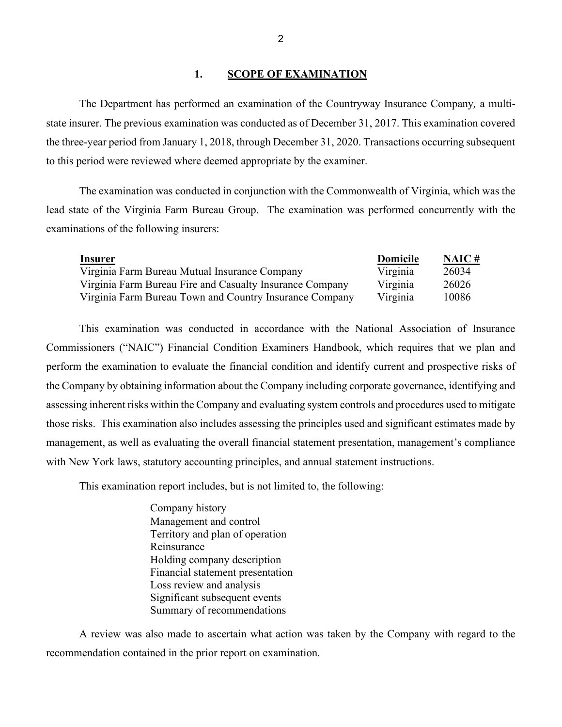## 1. SCOPE OF EXAMINATION

The Department has performed an examination of the Countryway Insurance Company*,* a multi-state insurer. The previous examination was conducted as of December 31, 2017. This examination covered the three-year period from January 1, 2018, through December 31, 2020. Transactions occurring subsequent to this period were reviewed where deemed appropriate by the examiner.

The examination was conducted in conjunction with the Commonwealth of Virginia, which was the lead state of the Virginia Farm Bureau Group. The examination was performed concurrently with the examinations of the following insurers:

| Insurer | Domicile | NAIC # |
|---|---|---|
| Virginia Farm Bureau Mutual Insurance Company | Virginia | 26034 |
| Virginia Farm Bureau Fire and Casualty Insurance Company | Virginia | 26026 |
| Virginia Farm Bureau Town and Country Insurance Company | Virginia | 10086 |

This examination was conducted in accordance with the National Association of Insurance Commissioners ("NAIC") Financial Condition Examiners Handbook, which requires that we plan and perform the examination to evaluate the financial condition and identify current and prospective risks of the Company by obtaining information about the Company including corporate governance, identifying and assessing inherent risks within the Company and evaluating system controls and procedures used to mitigate those risks. This examination also includes assessing the principles used and significant estimates made by management, as well as evaluating the overall financial statement presentation, management's compliance with New York laws, statutory accounting principles, and annual statement instructions.

This examination report includes, but is not limited to, the following:

- Company history
- Management and control
- Territory and plan of operation
- Reinsurance
- Holding company description
- Financial statement presentation
- Loss review and analysis
- Significant subsequent events
- Summary of recommendations

A review was also made to ascertain what action was taken by the Company with regard to the recommendation contained in the prior report on examination.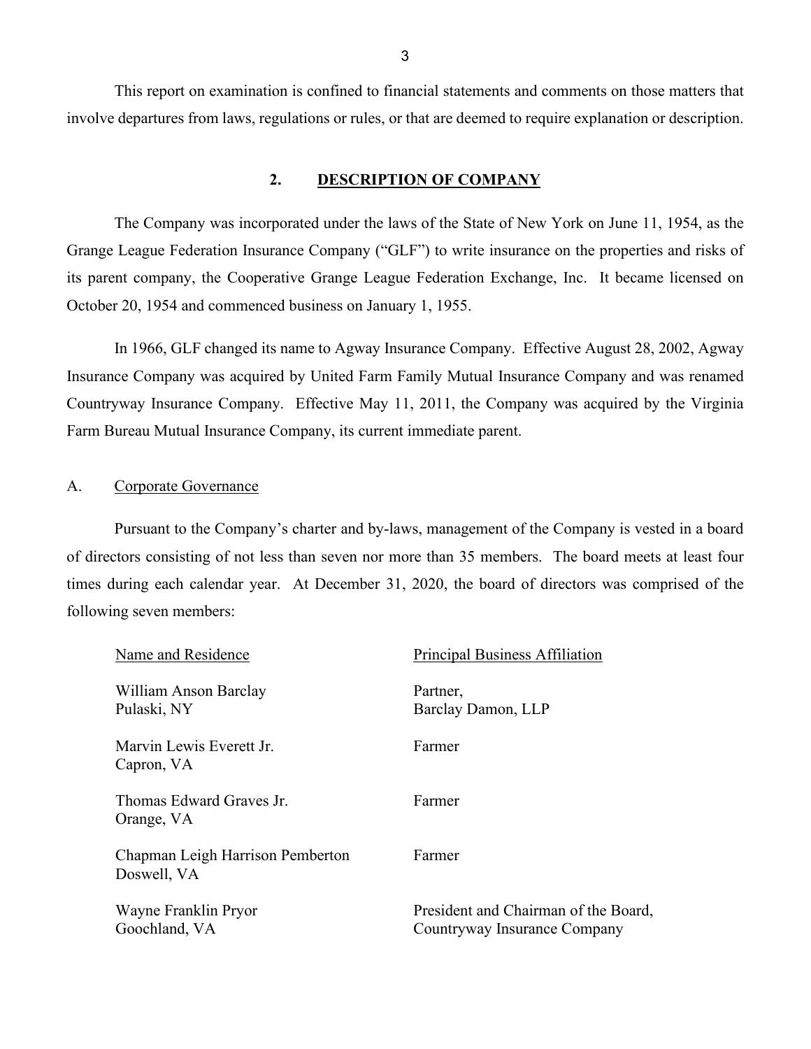This report on examination is confined to financial statements and comments on those matters that involve departures from laws, regulations or rules, or that are deemed to require explanation or description.

## 2. DESCRIPTION OF COMPANY

The Company was incorporated under the laws of the State of New York on June 11, 1954, as the Grange League Federation Insurance Company ("GLF") to write insurance on the properties and risks of its parent company, the Cooperative Grange League Federation Exchange, Inc. It became licensed on October 20, 1954 and commenced business on January 1, 1955.

In 1966, GLF changed its name to Agway Insurance Company. Effective August 28, 2002, Agway Insurance Company was acquired by United Farm Family Mutual Insurance Company and was renamed Countryway Insurance Company. Effective May 11, 2011, the Company was acquired by the Virginia Farm Bureau Mutual Insurance Company, its current immediate parent.

### A. Corporate Governance

Pursuant to the Company's charter and by-laws, management of the Company is vested in a board of directors consisting of not less than seven nor more than 35 members. The board meets at least four times during each calendar year. At December 31, 2020, the board of directors was comprised of the following seven members:

| Name and Residence | Principal Business Affiliation |
| --- | --- |
| William Anson Barclay<br>Pulaski, NY | Partner,<br>Barclay Damon, LLP |
| Marvin Lewis Everett Jr.<br>Capron, VA | Farmer |
| Thomas Edward Graves Jr.<br>Orange, VA | Farmer |
| Chapman Leigh Harrison Pemberton<br>Doswell, VA | Farmer |
| Wayne Franklin Pryor<br>Goochland, VA | President and Chairman of the Board,<br>Countryway Insurance Company |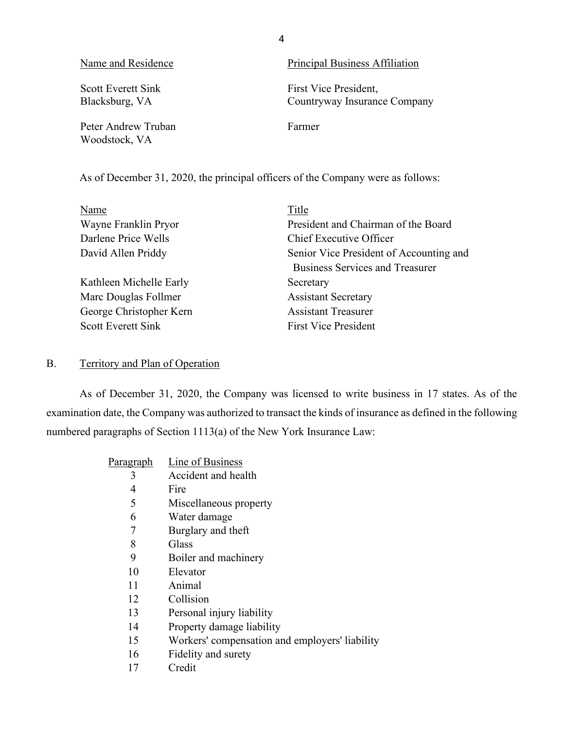| Name and Residence | Principal Business Affiliation |
|---|---|
| Scott Everett Sink<br>Blacksburg, VA | First Vice President,<br>Countryway Insurance Company |
| Peter Andrew Truban<br>Woodstock, VA | Farmer |

As of December 31, 2020, the principal officers of the Company were as follows:

| Name | Title |
|---|---|
| Wayne Franklin Pryor | President and Chairman of the Board |
| Darlene Price Wells | Chief Executive Officer |
| David Allen Priddy | Senior Vice President of Accounting and Business Services and Treasurer |
| Kathleen Michelle Early | Secretary |
| Marc Douglas Follmer | Assistant Secretary |
| George Christopher Kern | Assistant Treasurer |
| Scott Everett Sink | First Vice President |

## B. Territory and Plan of Operation

As of December 31, 2020, the Company was licensed to write business in 17 states. As of the examination date, the Company was authorized to transact the kinds of insurance as defined in the following numbered paragraphs of Section 1113(a) of the New York Insurance Law:

| Paragraph | Line of Business |
|---|---|
| 3 | Accident and health |
| 4 | Fire |
| 5 | Miscellaneous property |
| 6 | Water damage |
| 7 | Burglary and theft |
| 8 | Glass |
| 9 | Boiler and machinery |
| 10 | Elevator |
| 11 | Animal |
| 12 | Collision |
| 13 | Personal injury liability |
| 14 | Property damage liability |
| 15 | Workers' compensation and employers' liability |
| 16 | Fidelity and surety |
| 17 | Credit |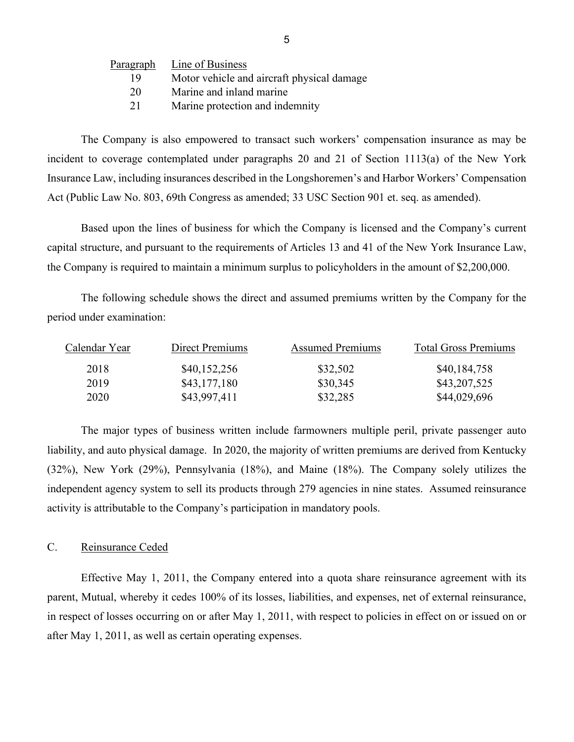| Paragraph | Line of Business |
|---|---|
| 19 | Motor vehicle and aircraft physical damage |
| 20 | Marine and inland marine |
| 21 | Marine protection and indemnity |

The Company is also empowered to transact such workers' compensation insurance as may be incident to coverage contemplated under paragraphs 20 and 21 of Section 1113(a) of the New York Insurance Law, including insurances described in the Longshoremen's and Harbor Workers' Compensation Act (Public Law No. 803, 69th Congress as amended; 33 USC Section 901 et. seq. as amended).

Based upon the lines of business for which the Company is licensed and the Company's current capital structure, and pursuant to the requirements of Articles 13 and 41 of the New York Insurance Law, the Company is required to maintain a minimum surplus to policyholders in the amount of $2,200,000.

The following schedule shows the direct and assumed premiums written by the Company for the period under examination:

| Calendar Year | Direct Premiums | Assumed Premiums | Total Gross Premiums |
|---|---|---|---|
| 2018 | $40,152,256 | $32,502 | $40,184,758 |
| 2019 | $43,177,180 | $30,345 | $43,207,525 |
| 2020 | $43,997,411 | $32,285 | $44,029,696 |

The major types of business written include farmowners multiple peril, private passenger auto liability, and auto physical damage. In 2020, the majority of written premiums are derived from Kentucky (32%), New York (29%), Pennsylvania (18%), and Maine (18%). The Company solely utilizes the independent agency system to sell its products through 279 agencies in nine states. Assumed reinsurance activity is attributable to the Company's participation in mandatory pools.

## C. Reinsurance Ceded

Effective May 1, 2011, the Company entered into a quota share reinsurance agreement with its parent, Mutual, whereby it cedes 100% of its losses, liabilities, and expenses, net of external reinsurance, in respect of losses occurring on or after May 1, 2011, with respect to policies in effect on or issued on or after May 1, 2011, as well as certain operating expenses.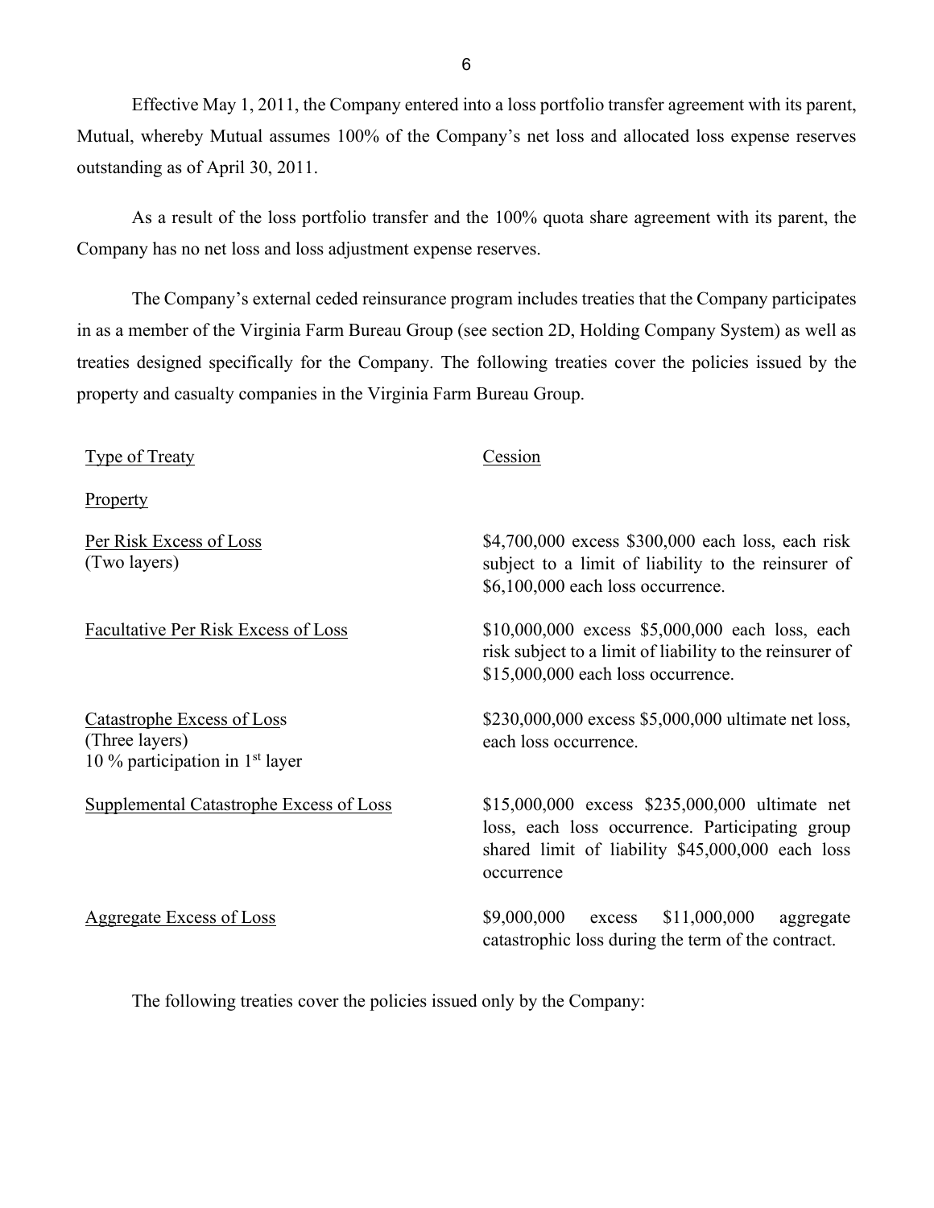Effective May 1, 2011, the Company entered into a loss portfolio transfer agreement with its parent, Mutual, whereby Mutual assumes 100% of the Company's net loss and allocated loss expense reserves outstanding as of April 30, 2011.

As a result of the loss portfolio transfer and the 100% quota share agreement with its parent, the Company has no net loss and loss adjustment expense reserves.

The Company's external ceded reinsurance program includes treaties that the Company participates in as a member of the Virginia Farm Bureau Group (see section 2D, Holding Company System) as well as treaties designed specifically for the Company. The following treaties cover the policies issued by the property and casualty companies in the Virginia Farm Bureau Group.

| Type of Treaty | Cession |
|---|---|
| Property | |
| Per Risk Excess of Loss (Two layers) | \$4,700,000 excess \$300,000 each loss, each risk subject to a limit of liability to the reinsurer of \$6,100,000 each loss occurrence. |
| Facultative Per Risk Excess of Loss | \$10,000,000 excess \$5,000,000 each loss, each risk subject to a limit of liability to the reinsurer of \$15,000,000 each loss occurrence. |
| Catastrophe Excess of Loss (Three layers) 10 % participation in 1st layer | \$230,000,000 excess \$5,000,000 ultimate net loss, each loss occurrence. |
| Supplemental Catastrophe Excess of Loss | \$15,000,000 excess \$235,000,000 ultimate net loss, each loss occurrence. Participating group shared limit of liability \$45,000,000 each loss occurrence |
| Aggregate Excess of Loss | \$9,000,000 excess \$11,000,000 aggregate catastrophic loss during the term of the contract. |

The following treaties cover the policies issued only by the Company: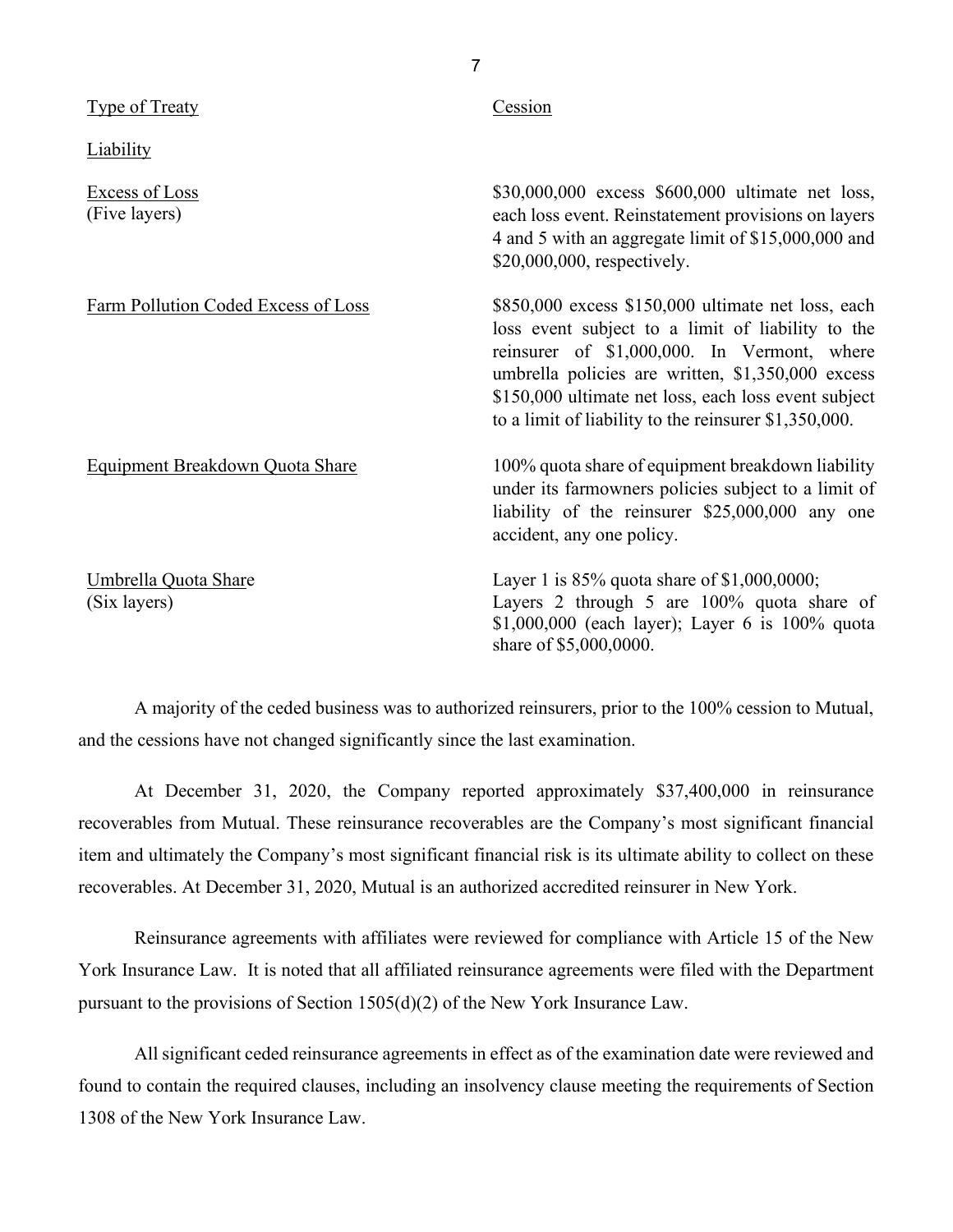| Type of Treaty | Cession |
|---|---|
| Liability | |
| Excess of Loss (Five layers) | \$30,000,000 excess \$600,000 ultimate net loss, each loss event. Reinstatement provisions on layers 4 and 5 with an aggregate limit of \$15,000,000 and \$20,000,000, respectively. |
| Farm Pollution Coded Excess of Loss | \$850,000 excess \$150,000 ultimate net loss, each loss event subject to a limit of liability to the reinsurer of \$1,000,000. In Vermont, where umbrella policies are written, \$1,350,000 excess \$150,000 ultimate net loss, each loss event subject to a limit of liability to the reinsurer \$1,350,000. |
| Equipment Breakdown Quota Share | 100% quota share of equipment breakdown liability under its farmowners policies subject to a limit of liability of the reinsurer \$25,000,000 any one accident, any one policy. |
| Umbrella Quota Share (Six layers) | Layer 1 is 85% quota share of \$1,000,0000; Layers 2 through 5 are 100% quota share of \$1,000,000 (each layer); Layer 6 is 100% quota share of \$5,000,0000. |

A majority of the ceded business was to authorized reinsurers, prior to the 100% cession to Mutual, and the cessions have not changed significantly since the last examination.

At December 31, 2020, the Company reported approximately \$37,400,000 in reinsurance recoverables from Mutual. These reinsurance recoverables are the Company's most significant financial item and ultimately the Company's most significant financial risk is its ultimate ability to collect on these recoverables. At December 31, 2020, Mutual is an authorized accredited reinsurer in New York.

Reinsurance agreements with affiliates were reviewed for compliance with Article 15 of the New York Insurance Law. It is noted that all affiliated reinsurance agreements were filed with the Department pursuant to the provisions of Section 1505(d)(2) of the New York Insurance Law.

All significant ceded reinsurance agreements in effect as of the examination date were reviewed and found to contain the required clauses, including an insolvency clause meeting the requirements of Section 1308 of the New York Insurance Law.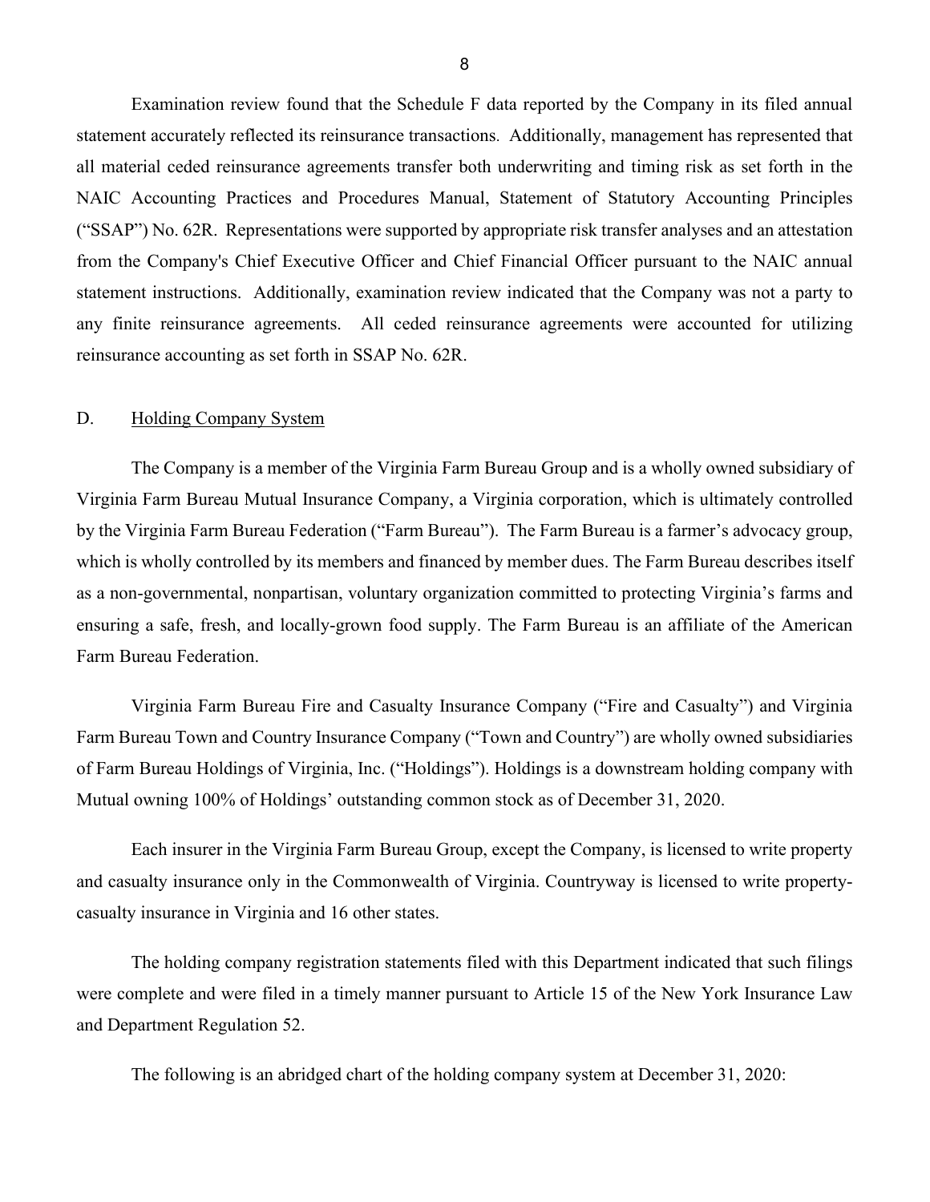Examination review found that the Schedule F data reported by the Company in its filed annual statement accurately reflected its reinsurance transactions. Additionally, management has represented that all material ceded reinsurance agreements transfer both underwriting and timing risk as set forth in the NAIC Accounting Practices and Procedures Manual, Statement of Statutory Accounting Principles ("SSAP") No. 62R. Representations were supported by appropriate risk transfer analyses and an attestation from the Company's Chief Executive Officer and Chief Financial Officer pursuant to the NAIC annual statement instructions. Additionally, examination review indicated that the Company was not a party to any finite reinsurance agreements. All ceded reinsurance agreements were accounted for utilizing reinsurance accounting as set forth in SSAP No. 62R.

## D. Holding Company System

The Company is a member of the Virginia Farm Bureau Group and is a wholly owned subsidiary of Virginia Farm Bureau Mutual Insurance Company, a Virginia corporation, which is ultimately controlled by the Virginia Farm Bureau Federation ("Farm Bureau"). The Farm Bureau is a farmer's advocacy group, which is wholly controlled by its members and financed by member dues. The Farm Bureau describes itself as a non-governmental, nonpartisan, voluntary organization committed to protecting Virginia's farms and ensuring a safe, fresh, and locally-grown food supply. The Farm Bureau is an affiliate of the American Farm Bureau Federation.

Virginia Farm Bureau Fire and Casualty Insurance Company ("Fire and Casualty") and Virginia Farm Bureau Town and Country Insurance Company ("Town and Country") are wholly owned subsidiaries of Farm Bureau Holdings of Virginia, Inc. ("Holdings"). Holdings is a downstream holding company with Mutual owning 100% of Holdings' outstanding common stock as of December 31, 2020.

Each insurer in the Virginia Farm Bureau Group, except the Company, is licensed to write property and casualty insurance only in the Commonwealth of Virginia. Countryway is licensed to write property-casualty insurance in Virginia and 16 other states.

The holding company registration statements filed with this Department indicated that such filings were complete and were filed in a timely manner pursuant to Article 15 of the New York Insurance Law and Department Regulation 52.

The following is an abridged chart of the holding company system at December 31, 2020: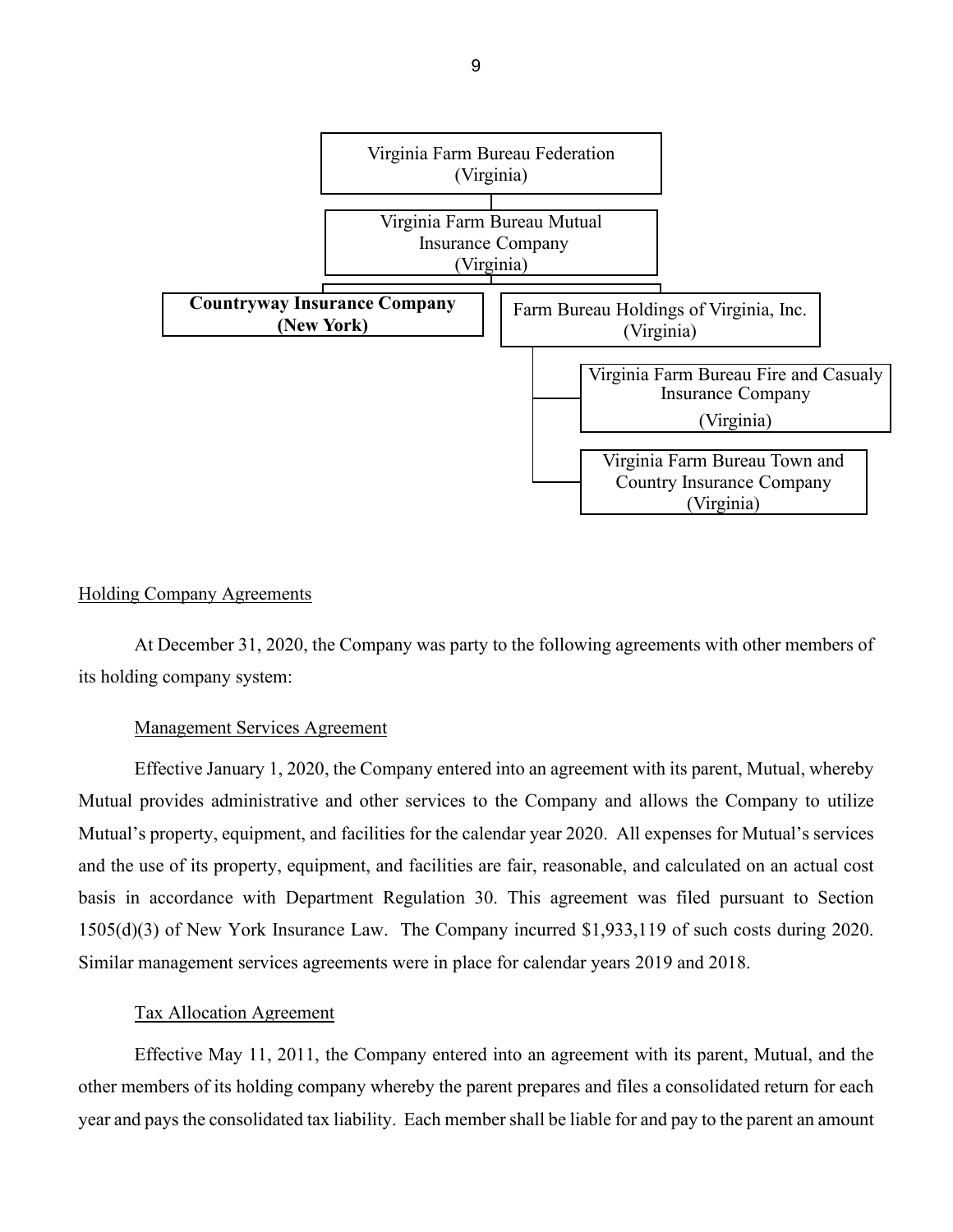Virginia Farm Bureau Federation
(Virginia)

Virginia Farm Bureau Mutual Insurance Company
(Virginia)

**Countryway Insurance Company**
**(New York)**

Farm Bureau Holdings of Virginia, Inc.
(Virginia)

Virginia Farm Bureau Fire and Casualy Insurance Company
(Virginia)

Virginia Farm Bureau Town and Country Insurance Company
(Virginia)

Holding Company Agreements

At December 31, 2020, the Company was party to the following agreements with other members of its holding company system:

Management Services Agreement

Effective January 1, 2020, the Company entered into an agreement with its parent, Mutual, whereby Mutual provides administrative and other services to the Company and allows the Company to utilize Mutual's property, equipment, and facilities for the calendar year 2020. All expenses for Mutual's services and the use of its property, equipment, and facilities are fair, reasonable, and calculated on an actual cost basis in accordance with Department Regulation 30. This agreement was filed pursuant to Section 1505(d)(3) of New York Insurance Law. The Company incurred $1,933,119 of such costs during 2020. Similar management services agreements were in place for calendar years 2019 and 2018.

Tax Allocation Agreement

Effective May 11, 2011, the Company entered into an agreement with its parent, Mutual, and the other members of its holding company whereby the parent prepares and files a consolidated return for each year and pays the consolidated tax liability. Each member shall be liable for and pay to the parent an amount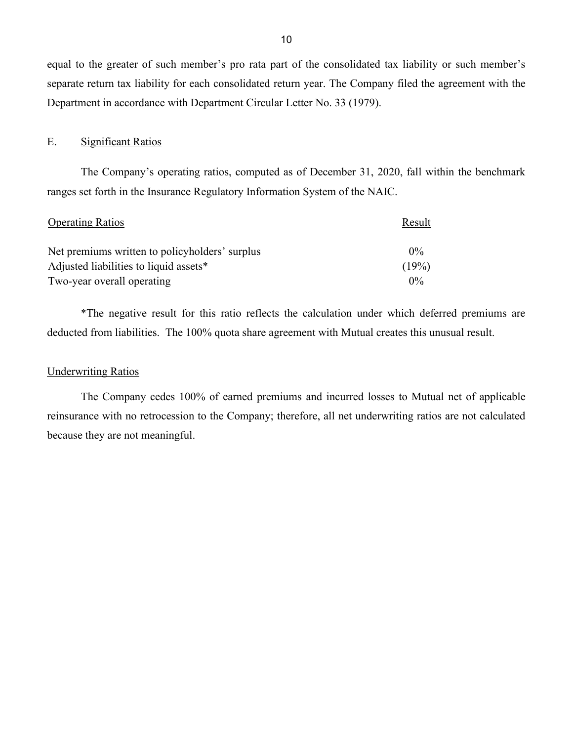equal to the greater of such member's pro rata part of the consolidated tax liability or such member's separate return tax liability for each consolidated return year. The Company filed the agreement with the Department in accordance with Department Circular Letter No. 33 (1979).

## E. Significant Ratios

The Company's operating ratios, computed as of December 31, 2020, fall within the benchmark ranges set forth in the Insurance Regulatory Information System of the NAIC.

| Operating Ratios | Result |
|---|---|
| Net premiums written to policyholders' surplus | 0% |
| Adjusted liabilities to liquid assets* | (19%) |
| Two-year overall operating | 0% |

*The negative result for this ratio reflects the calculation under which deferred premiums are deducted from liabilities. The 100% quota share agreement with Mutual creates this unusual result.

### Underwriting Ratios

The Company cedes 100% of earned premiums and incurred losses to Mutual net of applicable reinsurance with no retrocession to the Company; therefore, all net underwriting ratios are not calculated because they are not meaningful.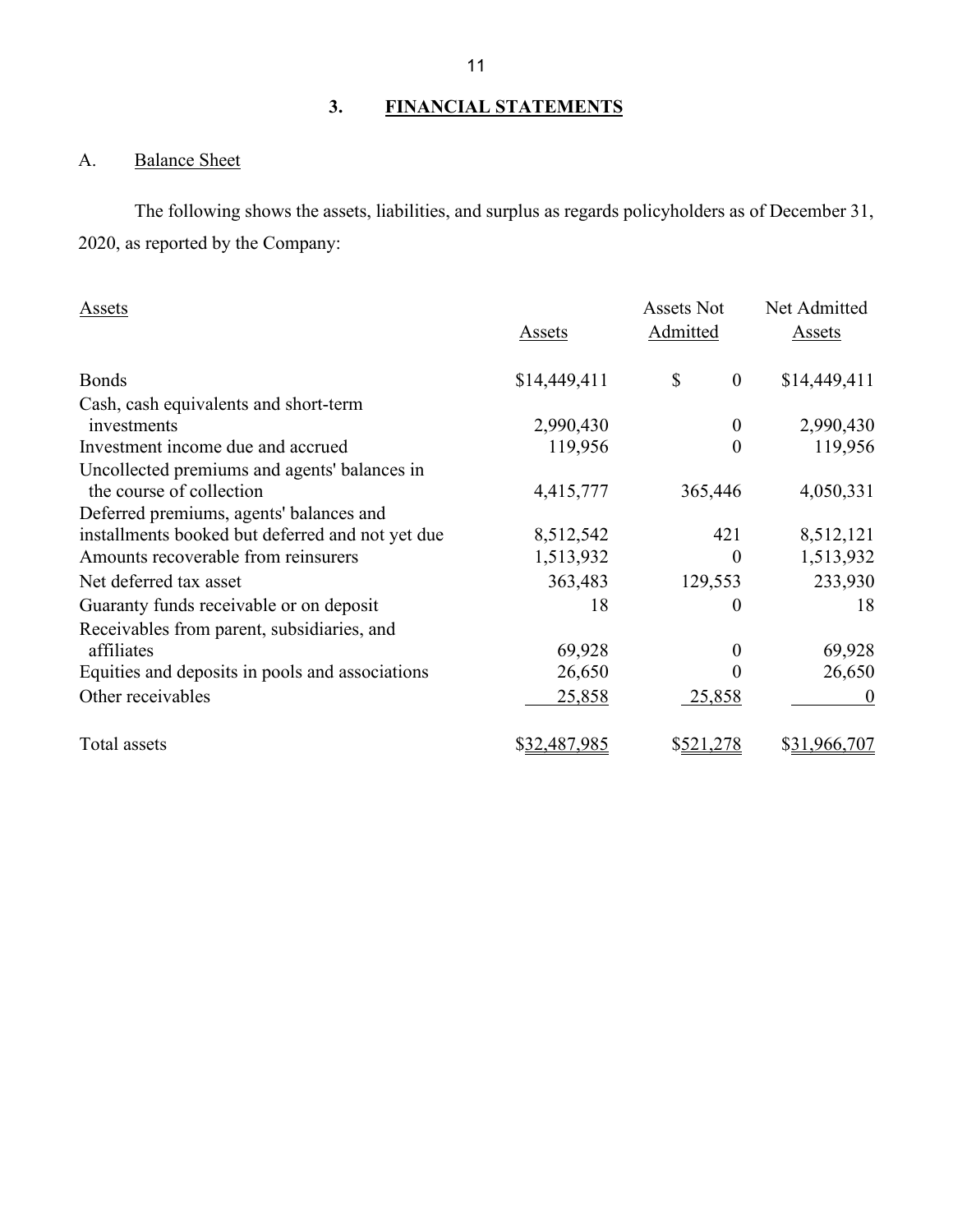## 3. FINANCIAL STATEMENTS

### A. Balance Sheet

The following shows the assets, liabilities, and surplus as regards policyholders as of December 31, 2020, as reported by the Company:

| Assets | Assets | Assets Not Admitted | Net Admitted Assets |
|---|---|---|---|
| Bonds | $14,449,411 | $ 0 | $14,449,411 |
| Cash, cash equivalents and short-term investments | 2,990,430 | 0 | 2,990,430 |
| Investment income due and accrued | 119,956 | 0 | 119,956 |
| Uncollected premiums and agents' balances in the course of collection | 4,415,777 | 365,446 | 4,050,331 |
| Deferred premiums, agents' balances and installments booked but deferred and not yet due | 8,512,542 | 421 | 8,512,121 |
| Amounts recoverable from reinsurers | 1,513,932 | 0 | 1,513,932 |
| Net deferred tax asset | 363,483 | 129,553 | 233,930 |
| Guaranty funds receivable or on deposit | 18 | 0 | 18 |
| Receivables from parent, subsidiaries, and affiliates | 69,928 | 0 | 69,928 |
| Equities and deposits in pools and associations | 26,650 | 0 | 26,650 |
| Other receivables | 25,858 | 25,858 | 0 |
| Total assets | $32,487,985 | $521,278 | $31,966,707 |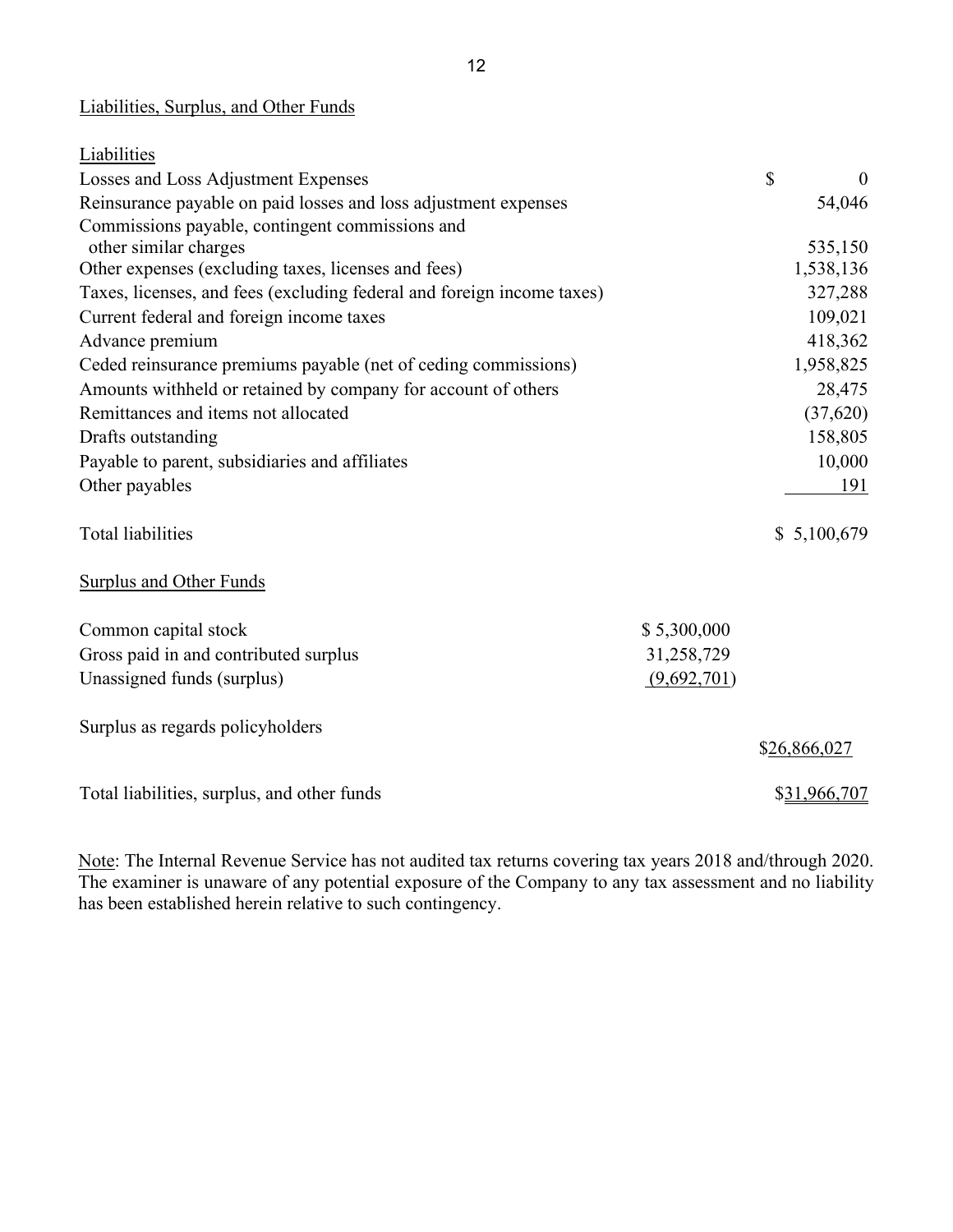Liabilities, Surplus, and Other Funds

| Liabilities | | |
|---|---|---|
| Losses and Loss Adjustment Expenses | | $ 0 |
| Reinsurance payable on paid losses and loss adjustment expenses | | 54,046 |
| Commissions payable, contingent commissions and other similar charges | | 535,150 |
| Other expenses (excluding taxes, licenses and fees) | | 1,538,136 |
| Taxes, licenses, and fees (excluding federal and foreign income taxes) | | 327,288 |
| Current federal and foreign income taxes | | 109,021 |
| Advance premium | | 418,362 |
| Ceded reinsurance premiums payable (net of ceding commissions) | | 1,958,825 |
| Amounts withheld or retained by company for account of others | | 28,475 |
| Remittances and items not allocated | | (37,620) |
| Drafts outstanding | | 158,805 |
| Payable to parent, subsidiaries and affiliates | | 10,000 |
| Other payables | | 191 |
| Total liabilities | | $ 5,100,679 |
| **Surplus and Other Funds** | | |
| Common capital stock | $ 5,300,000 | |
| Gross paid in and contributed surplus | 31,258,729 | |
| Unassigned funds (surplus) | (9,692,701) | |
| Surplus as regards policyholders | | $26,866,027 |
| Total liabilities, surplus, and other funds | | $31,966,707 |

Note: The Internal Revenue Service has not audited tax returns covering tax years 2018 and/through 2020. The examiner is unaware of any potential exposure of the Company to any tax assessment and no liability has been established herein relative to such contingency.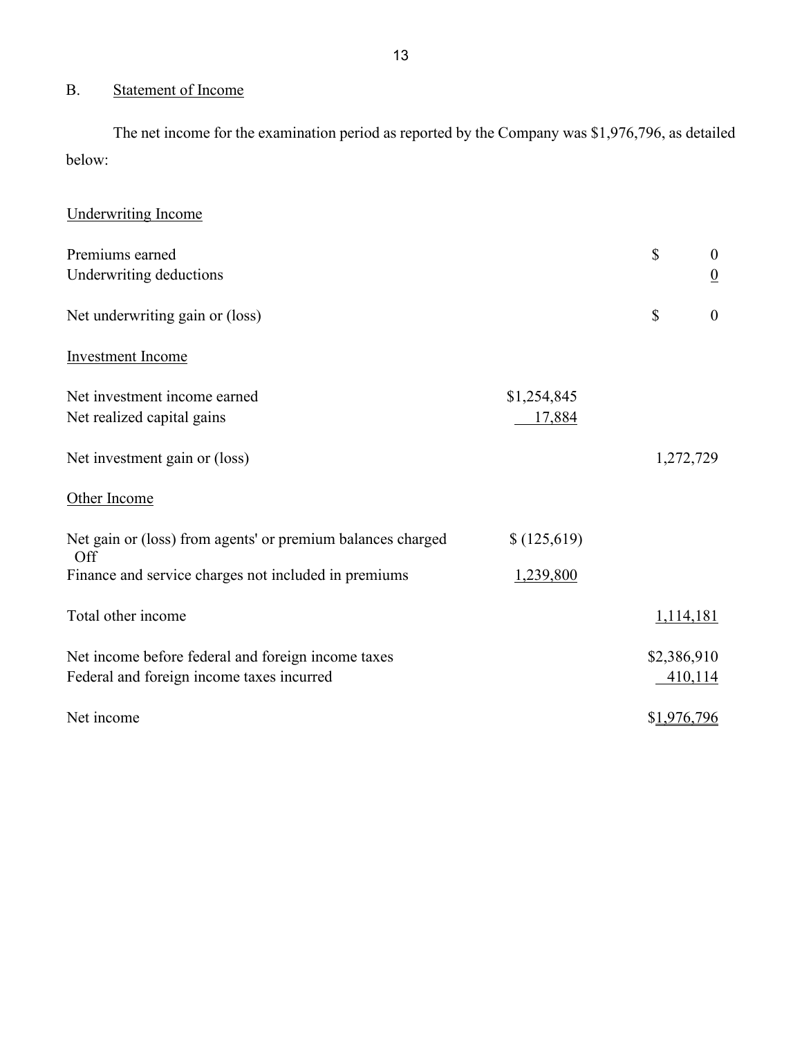## B. Statement of Income

The net income for the examination period as reported by the Company was $1,976,796, as detailed below:

| | | |
|---|---|---|
| **Underwriting Income** | | |
| Premiums earned | | $ 0 |
| Underwriting deductions | | 0 |
| Net underwriting gain or (loss) | | $ 0 |
| **Investment Income** | | |
| Net investment income earned | $1,254,845 | |
| Net realized capital gains | 17,884 | |
| Net investment gain or (loss) | | 1,272,729 |
| **Other Income** | | |
| Net gain or (loss) from agents' or premium balances charged Off | $ (125,619) | |
| Finance and service charges not included in premiums | 1,239,800 | |
| Total other income | | 1,114,181 |
| Net income before federal and foreign income taxes | | $2,386,910 |
| Federal and foreign income taxes incurred | | 410,114 |
| Net income | | $1,976,796 |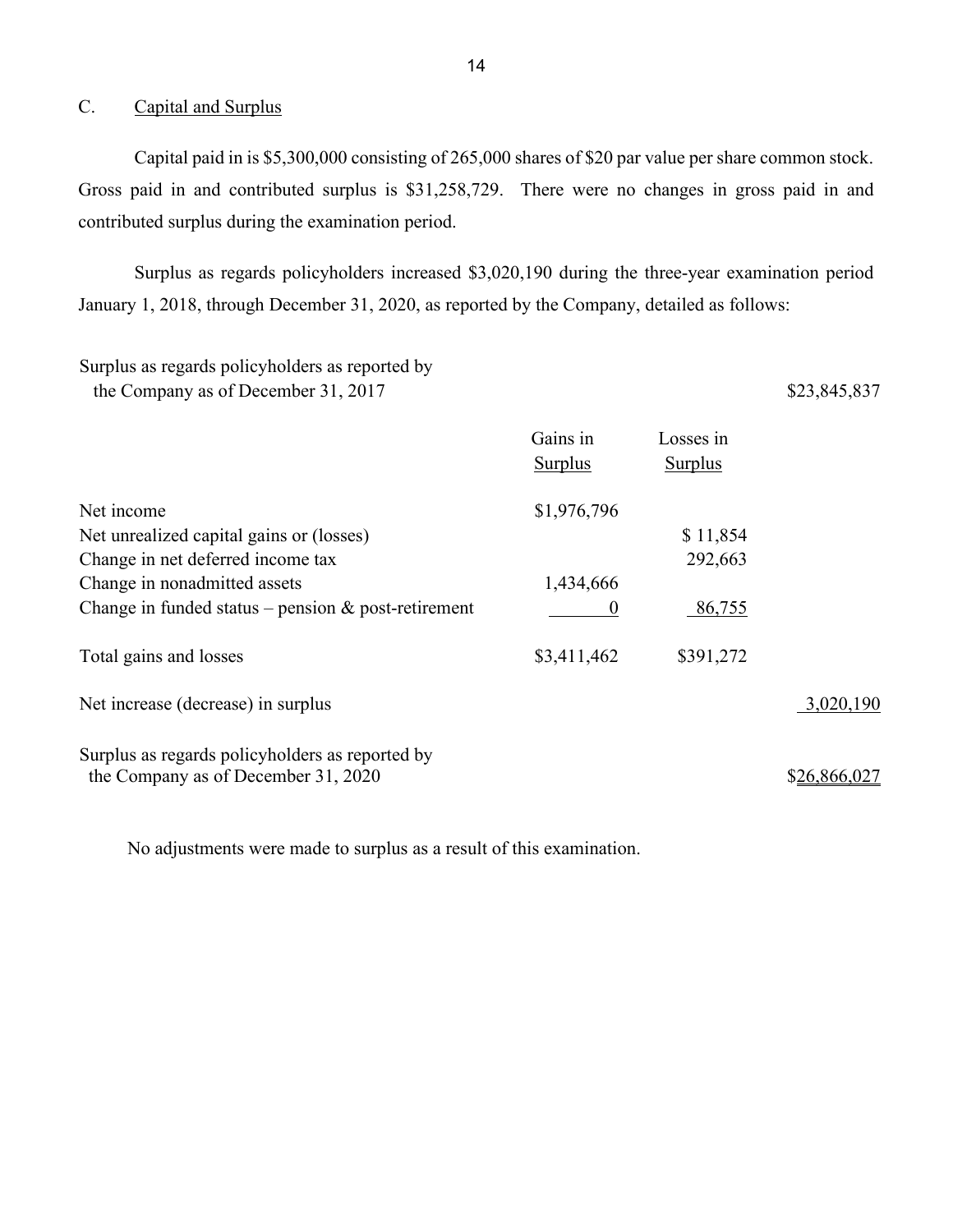## C. Capital and Surplus

Capital paid in is $5,300,000 consisting of 265,000 shares of $20 par value per share common stock. Gross paid in and contributed surplus is $31,258,729. There were no changes in gross paid in and contributed surplus during the examination period.

Surplus as regards policyholders increased $3,020,190 during the three-year examination period January 1, 2018, through December 31, 2020, as reported by the Company, detailed as follows:

| | Gains in Surplus | Losses in Surplus | |
|---|---|---|---|
| Surplus as regards policyholders as reported by the Company as of December 31, 2017 | | | $23,845,837 |
| Net income | $1,976,796 | | |
| Net unrealized capital gains or (losses) | | $ 11,854 | |
| Change in net deferred income tax | | 292,663 | |
| Change in nonadmitted assets | 1,434,666 | | |
| Change in funded status – pension & post-retirement | 0 | 86,755 | |
| Total gains and losses | $3,411,462 | $391,272 | |
| Net increase (decrease) in surplus | | | 3,020,190 |
| Surplus as regards policyholders as reported by the Company as of December 31, 2020 | | | $26,866,027 |

No adjustments were made to surplus as a result of this examination.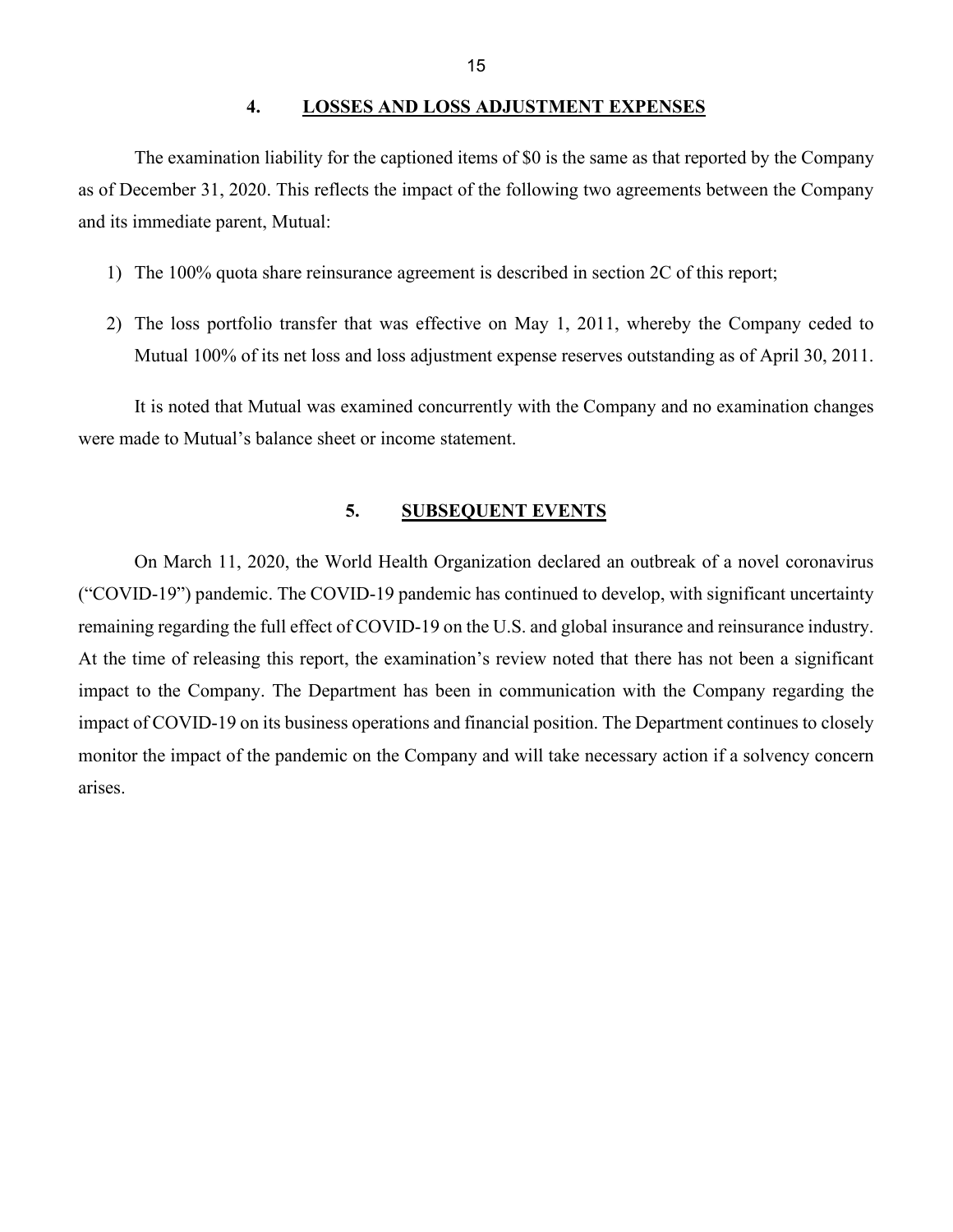## 4. LOSSES AND LOSS ADJUSTMENT EXPENSES

The examination liability for the captioned items of $0 is the same as that reported by the Company as of December 31, 2020. This reflects the impact of the following two agreements between the Company and its immediate parent, Mutual:

1) The 100% quota share reinsurance agreement is described in section 2C of this report;

2) The loss portfolio transfer that was effective on May 1, 2011, whereby the Company ceded to Mutual 100% of its net loss and loss adjustment expense reserves outstanding as of April 30, 2011.

It is noted that Mutual was examined concurrently with the Company and no examination changes were made to Mutual's balance sheet or income statement.

## 5. SUBSEQUENT EVENTS

On March 11, 2020, the World Health Organization declared an outbreak of a novel coronavirus ("COVID-19") pandemic. The COVID-19 pandemic has continued to develop, with significant uncertainty remaining regarding the full effect of COVID-19 on the U.S. and global insurance and reinsurance industry. At the time of releasing this report, the examination's review noted that there has not been a significant impact to the Company. The Department has been in communication with the Company regarding the impact of COVID-19 on its business operations and financial position. The Department continues to closely monitor the impact of the pandemic on the Company and will take necessary action if a solvency concern arises.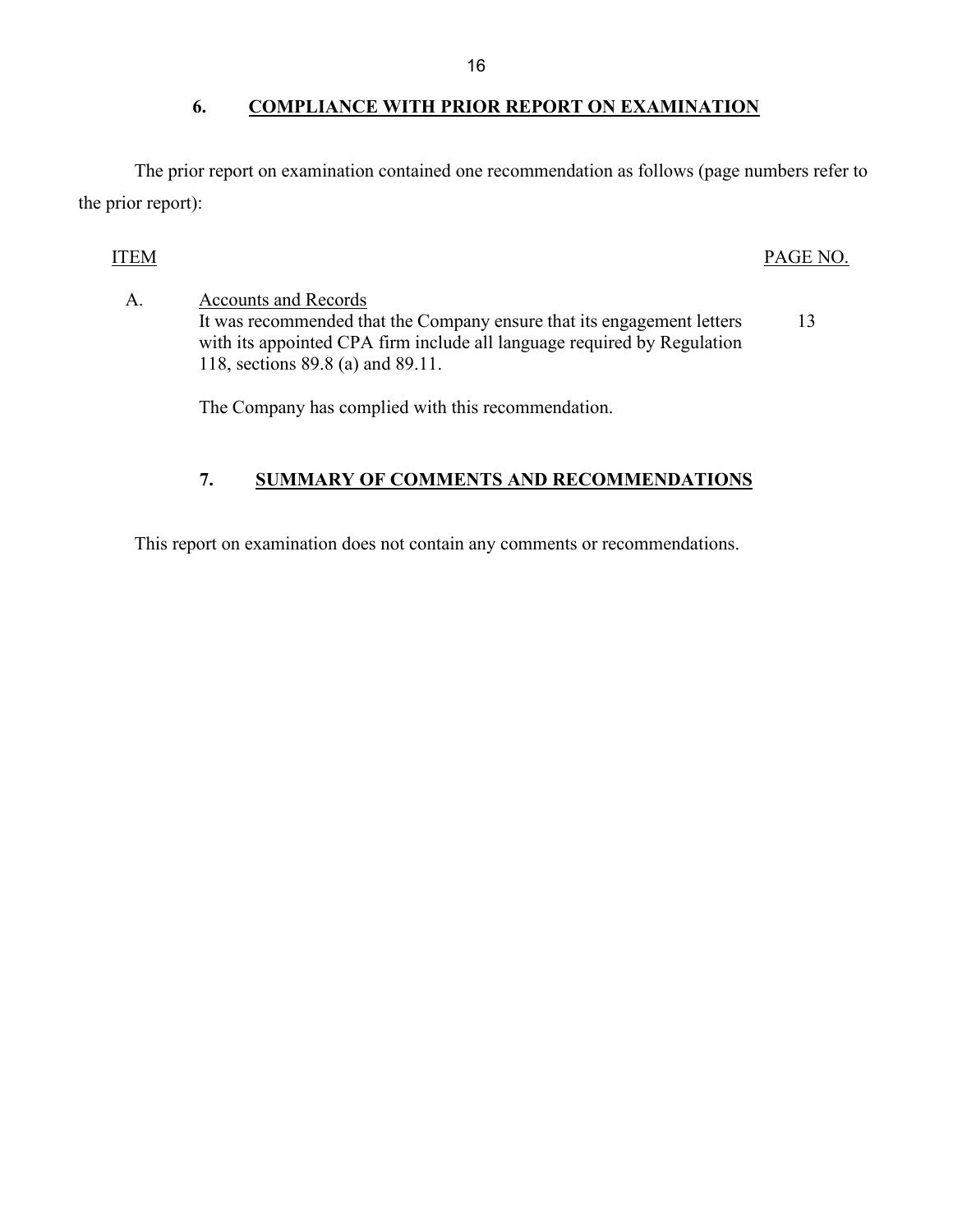## 6. COMPLIANCE WITH PRIOR REPORT ON EXAMINATION

The prior report on examination contained one recommendation as follows (page numbers refer to the prior report):

| ITEM | | PAGE NO. |
|---|---|---|
| A. | Accounts and Records<br>It was recommended that the Company ensure that its engagement letters with its appointed CPA firm include all language required by Regulation 118, sections 89.8 (a) and 89.11. | 13 |
| | The Company has complied with this recommendation. | |

## 7. SUMMARY OF COMMENTS AND RECOMMENDATIONS

This report on examination does not contain any comments or recommendations.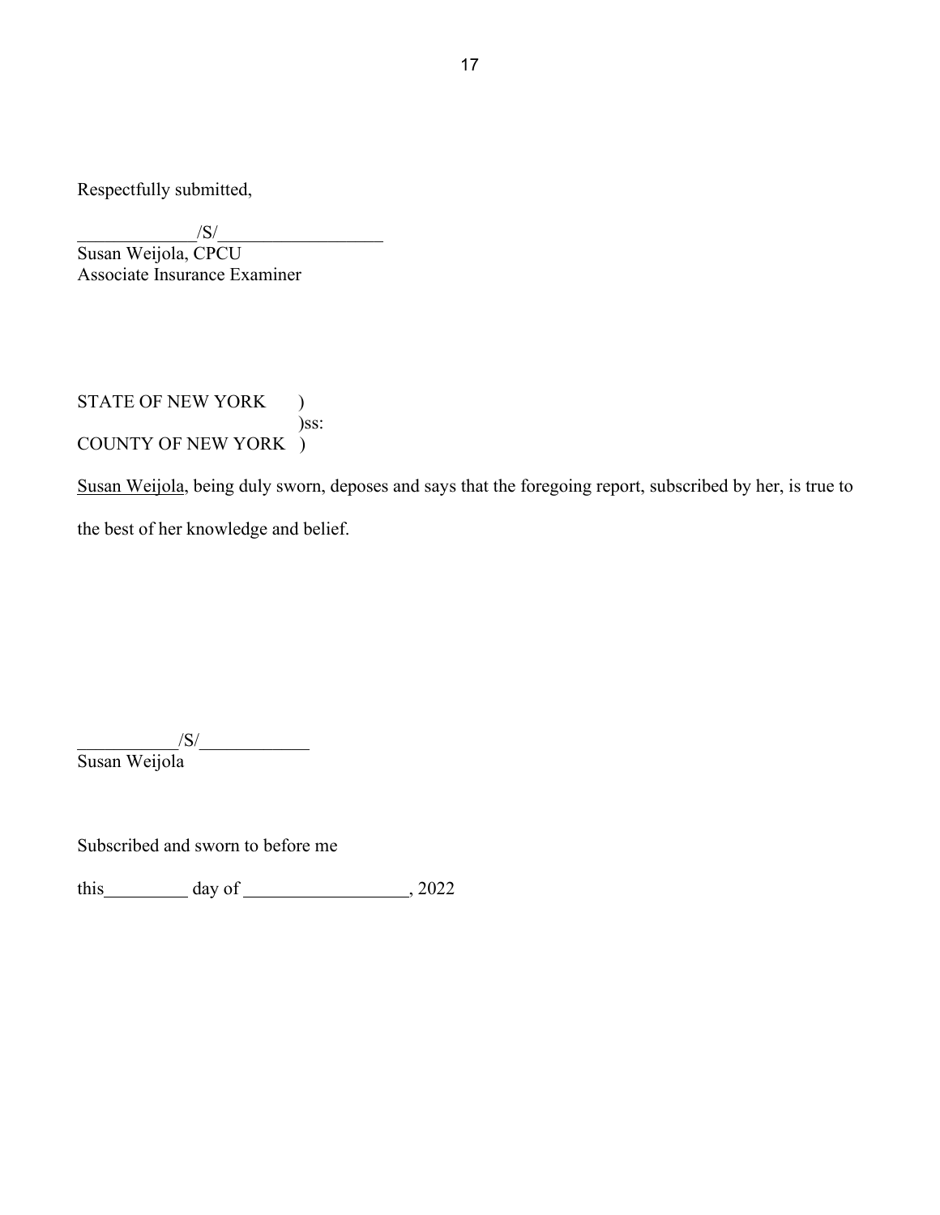Respectfully submitted,

_____________/S/_________________
Susan Weijola, CPCU
Associate Insurance Examiner

STATE OF NEW YORK )
)ss:
COUNTY OF NEW YORK )

Susan Weijola, being duly sworn, deposes and says that the foregoing report, subscribed by her, is true to the best of her knowledge and belief.

___________/S/____________
Susan Weijola

Subscribed and sworn to before me

this_________ day of __________________, 2022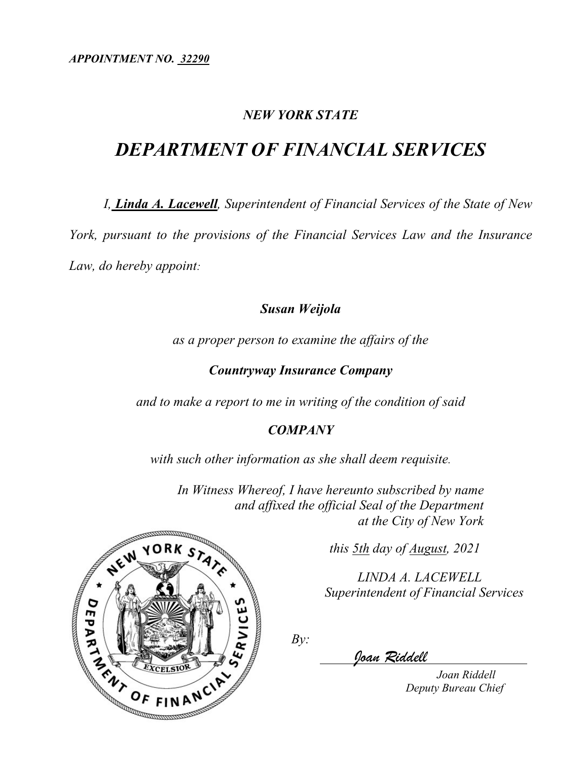***APPOINTMENT NO. 32290***

### *NEW YORK STATE*

# *DEPARTMENT OF FINANCIAL SERVICES*

*I, **Linda A. Lacewell**, Superintendent of Financial Services of the State of New York, pursuant to the provisions of the Financial Services Law and the Insurance Law, do hereby appoint:*

***Susan Weijola***

*as a proper person to examine the affairs of the*

***Countryway Insurance Company***

*and to make a report to me in writing of the condition of said*

***COMPANY***

*with such other information as she shall deem requisite.*

*In Witness Whereof, I have hereunto subscribed by name and affixed the official Seal of the Department at the City of New York*

*this 5th day of August, 2021*

*LINDA A. LACEWELL*
*Superintendent of Financial Services*

*By:*

*Joan Riddell*

*Joan Riddell*
*Deputy Bureau Chief*